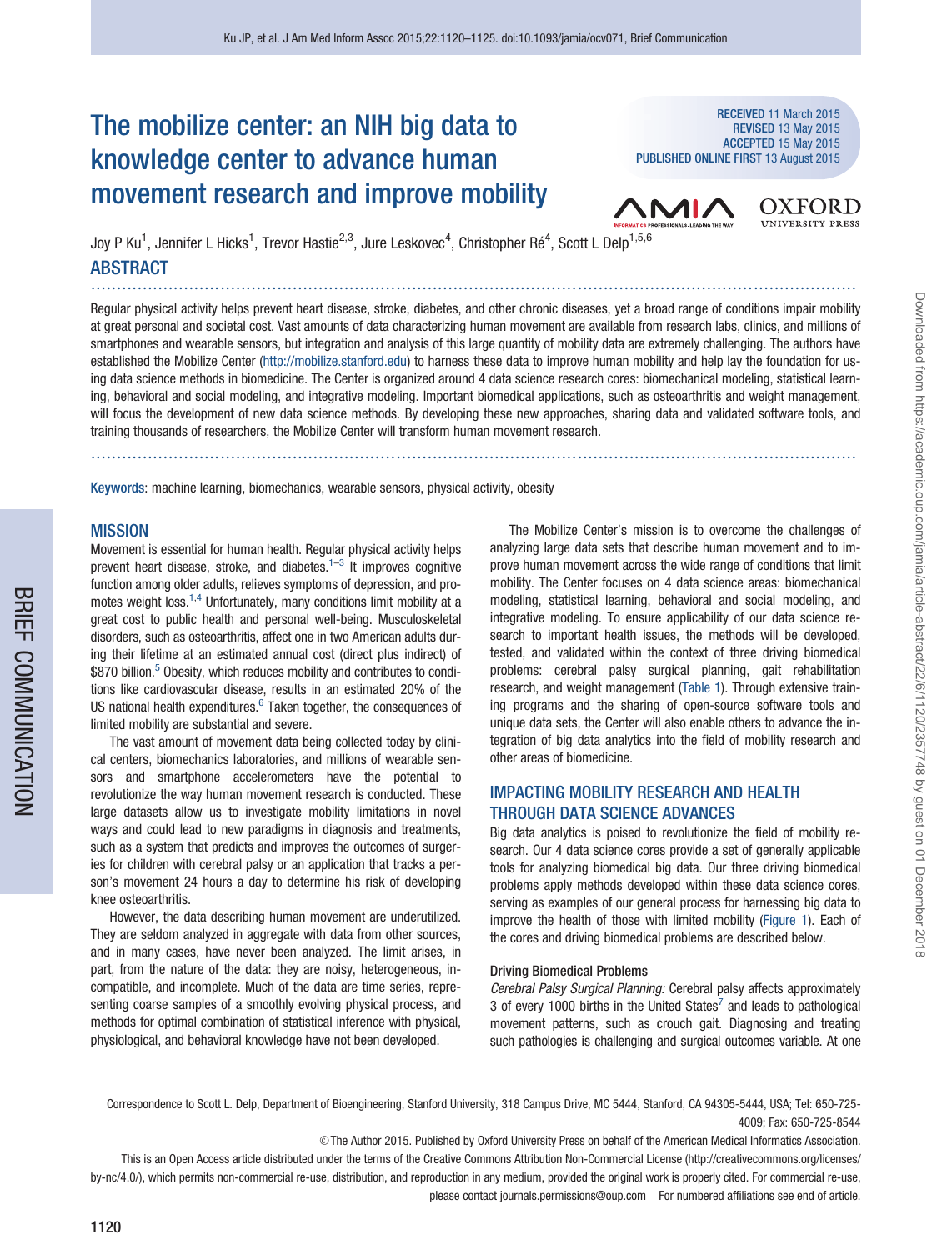# The mobilize center: an NIH big data to knowledge center to advance human movement research and improve mobility

RECEIVED 11 March 2015
REVISED 13 May 2015
ACCEPTED 15 May 2015
PUBLISHED ONLINE FIRST 13 August 2015

Joy P Ku[1], Jennifer L Hicks[1], Trevor Hastie[2,3], Jure Leskovec[4], Christopher Ré[4], Scott L Delp[1,5,6]

## ABSTRACT

Regular physical activity helps prevent heart disease, stroke, diabetes, and other chronic diseases, yet a broad range of conditions impair mobility at great personal and societal cost. Vast amounts of data characterizing human movement are available from research labs, clinics, and millions of smartphones and wearable sensors, but integration and analysis of this large quantity of mobility data are extremely challenging. The authors have established the Mobilize Center (http://mobilize.stanford.edu) to harness these data to improve human mobility and help lay the foundation for using data science methods in biomedicine. The Center is organized around 4 data science research cores: biomechanical modeling, statistical learning, behavioral and social modeling, and integrative modeling. Important biomedical applications, such as osteoarthritis and weight management, will focus the development of new data science methods. By developing these new approaches, sharing data and validated software tools, and training thousands of researchers, the Mobilize Center will transform human movement research.

**Keywords**: machine learning, biomechanics, wearable sensors, physical activity, obesity

## MISSION

Movement is essential for human health. Regular physical activity helps prevent heart disease, stroke, and diabetes.[1–3] It improves cognitive function among older adults, relieves symptoms of depression, and promotes weight loss.[1,4] Unfortunately, many conditions limit mobility at a great cost to public health and personal well-being. Musculoskeletal disorders, such as osteoarthritis, affect one in two American adults during their lifetime at an estimated annual cost (direct plus indirect) of $870 billion.[5] Obesity, which reduces mobility and contributes to conditions like cardiovascular disease, results in an estimated 20% of the US national health expenditures.[6] Taken together, the consequences of limited mobility are substantial and severe.

The vast amount of movement data being collected today by clinical centers, biomechanics laboratories, and millions of wearable sensors and smartphone accelerometers have the potential to revolutionize the way human movement research is conducted. These large datasets allow us to investigate mobility limitations in novel ways and could lead to new paradigms in diagnosis and treatments, such as a system that predicts and improves the outcomes of surgeries for children with cerebral palsy or an application that tracks a person's movement 24 hours a day to determine his risk of developing knee osteoarthritis.

However, the data describing human movement are underutilized. They are seldom analyzed in aggregate with data from other sources, and in many cases, have never been analyzed. The limit arises, in part, from the nature of the data: they are noisy, heterogeneous, incompatible, and incomplete. Much of the data are time series, representing coarse samples of a smoothly evolving physical process, and methods for optimal combination of statistical inference with physical, physiological, and behavioral knowledge have not been developed.

The Mobilize Center's mission is to overcome the challenges of analyzing large data sets that describe human movement and to improve human movement across the wide range of conditions that limit mobility. The Center focuses on 4 data science areas: biomechanical modeling, statistical learning, behavioral and social modeling, and integrative modeling. To ensure applicability of our data science research to important health issues, the methods will be developed, tested, and validated within the context of three driving biomedical problems: cerebral palsy surgical planning, gait rehabilitation research, and weight management (Table 1). Through extensive training programs and the sharing of open-source software tools and unique data sets, the Center will also enable others to advance the integration of big data analytics into the field of mobility research and other areas of biomedicine.

## IMPACTING MOBILITY RESEARCH AND HEALTH THROUGH DATA SCIENCE ADVANCES

Big data analytics is poised to revolutionize the field of mobility research. Our 4 data science cores provide a set of generally applicable tools for analyzing biomedical big data. Our three driving biomedical problems apply methods developed within these data science cores, serving as examples of our general process for harnessing big data to improve the health of those with limited mobility (Figure 1). Each of the cores and driving biomedical problems are described below.

### Driving Biomedical Problems

*Cerebral Palsy Surgical Planning:* Cerebral palsy affects approximately 3 of every 1000 births in the United States[7] and leads to pathological movement patterns, such as crouch gait. Diagnosing and treating such pathologies is challenging and surgical outcomes variable. At one

Correspondence to Scott L. Delp, Department of Bioengineering, Stanford University, 318 Campus Drive, MC 5444, Stanford, CA 94305-5444, USA; Tel: 650-725-4009; Fax: 650-725-8544

©The Author 2015. Published by Oxford University Press on behalf of the American Medical Informatics Association.

This is an Open Access article distributed under the terms of the Creative Commons Attribution Non-Commercial License (http://creativecommons.org/licenses/by-nc/4.0/), which permits non-commercial re-use, distribution, and reproduction in any medium, provided the original work is properly cited. For commercial re-use, please contact journals.permissions@oup.com For numbered affiliations see end of article.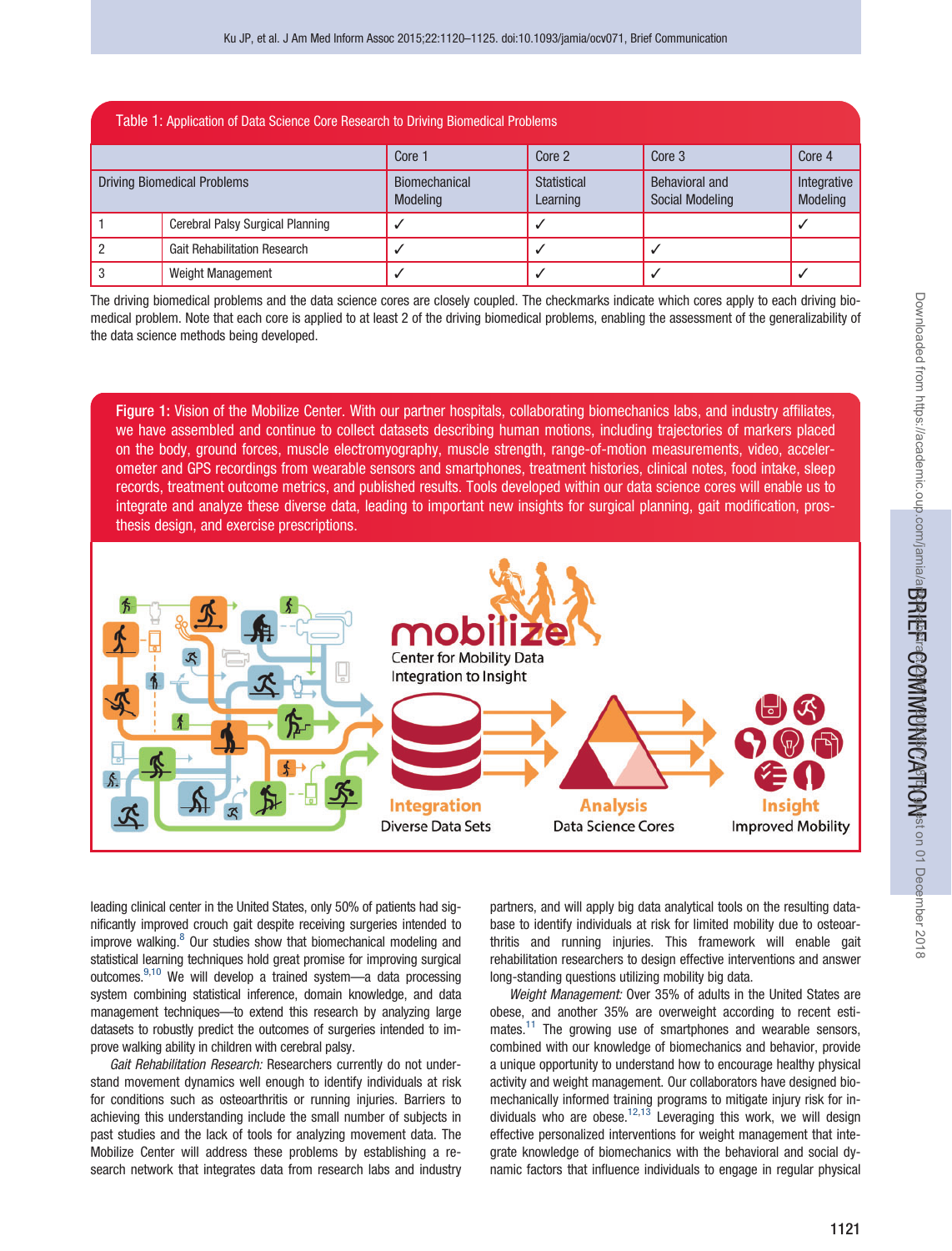Table 1: Application of Data Science Core Research to Driving Biomedical Problems

| Driving Biomedical Problems | | Core 1 Biomechanical Modeling | Core 2 Statistical Learning | Core 3 Behavioral and Social Modeling | Core 4 Integrative Modeling |
|---|---|---|---|---|---|
| 1 | Cerebral Palsy Surgical Planning | ✓ | ✓ | | ✓ |
| 2 | Gait Rehabilitation Research | ✓ | ✓ | ✓ | |
| 3 | Weight Management | ✓ | ✓ | ✓ | ✓ |

The driving biomedical problems and the data science cores are closely coupled. The checkmarks indicate which cores apply to each driving biomedical problem. Note that each core is applied to at least 2 of the driving biomedical problems, enabling the assessment of the generalizability of the data science methods being developed.

Figure 1: Vision of the Mobilize Center. With our partner hospitals, collaborating biomechanics labs, and industry affiliates, we have assembled and continue to collect datasets describing human motions, including trajectories of markers placed on the body, ground forces, muscle electromyography, muscle strength, range-of-motion measurements, video, accelerometer and GPS recordings from wearable sensors and smartphones, treatment histories, clinical notes, food intake, sleep records, treatment outcome metrics, and published results. Tools developed within our data science cores will enable us to integrate and analyze these diverse data, leading to important new insights for surgical planning, gait modification, prosthesis design, and exercise prescriptions.

leading clinical center in the United States, only 50% of patients had significantly improved crouch gait despite receiving surgeries intended to improve walking.[8] Our studies show that biomechanical modeling and statistical learning techniques hold great promise for improving surgical outcomes.[9,10] We will develop a trained system—a data processing system combining statistical inference, domain knowledge, and data management techniques—to extend this research by analyzing large datasets to robustly predict the outcomes of surgeries intended to improve walking ability in children with cerebral palsy.

*Gait Rehabilitation Research:* Researchers currently do not understand movement dynamics well enough to identify individuals at risk for conditions such as osteoarthritis or running injuries. Barriers to achieving this understanding include the small number of subjects in past studies and the lack of tools for analyzing movement data. The Mobilize Center will address these problems by establishing a research network that integrates data from research labs and industry partners, and will apply big data analytical tools on the resulting database to identify individuals at risk for limited mobility due to osteoarthritis and running injuries. This framework will enable gait rehabilitation researchers to design effective interventions and answer long-standing questions utilizing mobility big data.

*Weight Management:* Over 35% of adults in the United States are obese, and another 35% are overweight according to recent estimates.[11] The growing use of smartphones and wearable sensors, combined with our knowledge of biomechanics and behavior, provide a unique opportunity to understand how to encourage healthy physical activity and weight management. Our collaborators have designed biomechanically informed training programs to mitigate injury risk for individuals who are obese.[12,13] Leveraging this work, we will design effective personalized interventions for weight management that integrate knowledge of biomechanics with the behavioral and social dynamic factors that influence individuals to engage in regular physical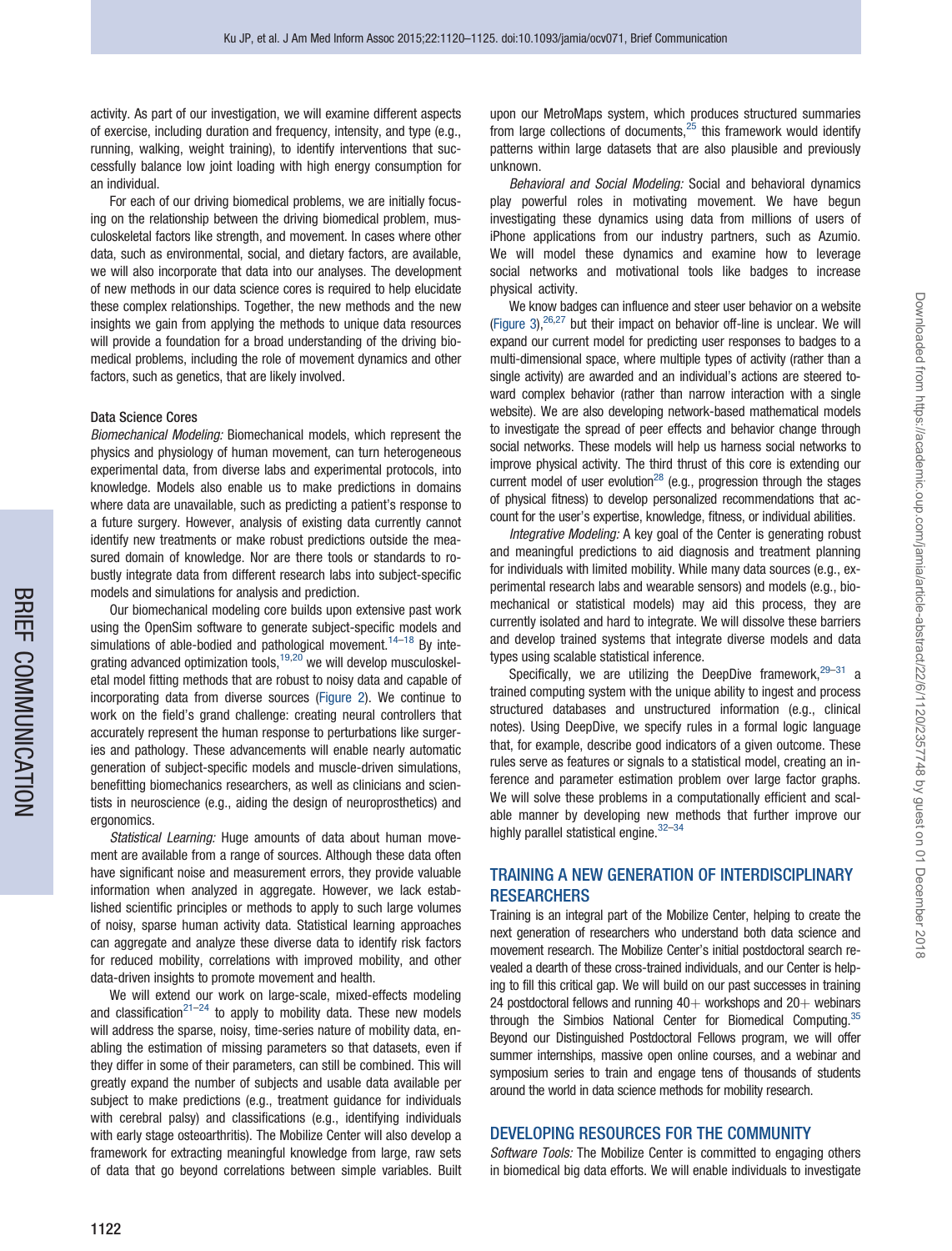activity. As part of our investigation, we will examine different aspects of exercise, including duration and frequency, intensity, and type (e.g., running, walking, weight training), to identify interventions that successfully balance low joint loading with high energy consumption for an individual.

For each of our driving biomedical problems, we are initially focusing on the relationship between the driving biomedical problem, musculoskeletal factors like strength, and movement. In cases where other data, such as environmental, social, and dietary factors, are available, we will also incorporate that data into our analyses. The development of new methods in our data science cores is required to help elucidate these complex relationships. Together, the new methods and the new insights we gain from applying the methods to unique data resources will provide a foundation for a broad understanding of the driving biomedical problems, including the role of movement dynamics and other factors, such as genetics, that are likely involved.

#### Data Science Cores

*Biomechanical Modeling:* Biomechanical models, which represent the physics and physiology of human movement, can turn heterogeneous experimental data, from diverse labs and experimental protocols, into knowledge. Models also enable us to make predictions in domains where data are unavailable, such as predicting a patient's response to a future surgery. However, analysis of existing data currently cannot identify new treatments or make robust predictions outside the measured domain of knowledge. Nor are there tools or standards to robustly integrate data from different research labs into subject-specific models and simulations for analysis and prediction.

Our biomechanical modeling core builds upon extensive past work using the OpenSim software to generate subject-specific models and simulations of able-bodied and pathological movement.[14–18] By integrating advanced optimization tools,[19,20] we will develop musculoskeletal model fitting methods that are robust to noisy data and capable of incorporating data from diverse sources (Figure 2). We continue to work on the field's grand challenge: creating neural controllers that accurately represent the human response to perturbations like surgeries and pathology. These advancements will enable nearly automatic generation of subject-specific models and muscle-driven simulations, benefitting biomechanics researchers, as well as clinicians and scientists in neuroscience (e.g., aiding the design of neuroprosthetics) and ergonomics.

*Statistical Learning:* Huge amounts of data about human movement are available from a range of sources. Although these data often have significant noise and measurement errors, they provide valuable information when analyzed in aggregate. However, we lack established scientific principles or methods to apply to such large volumes of noisy, sparse human activity data. Statistical learning approaches can aggregate and analyze these diverse data to identify risk factors for reduced mobility, correlations with improved mobility, and other data-driven insights to promote movement and health.

We will extend our work on large-scale, mixed-effects modeling and classification[21–24] to apply to mobility data. These new models will address the sparse, noisy, time-series nature of mobility data, enabling the estimation of missing parameters so that datasets, even if they differ in some of their parameters, can still be combined. This will greatly expand the number of subjects and usable data available per subject to make predictions (e.g., treatment guidance for individuals with cerebral palsy) and classifications (e.g., identifying individuals with early stage osteoarthritis). The Mobilize Center will also develop a framework for extracting meaningful knowledge from large, raw sets of data that go beyond correlations between simple variables. Built upon our MetroMaps system, which produces structured summaries from large collections of documents,[25] this framework would identify patterns within large datasets that are also plausible and previously unknown.

*Behavioral and Social Modeling:* Social and behavioral dynamics play powerful roles in motivating movement. We have begun investigating these dynamics using data from millions of users of iPhone applications from our industry partners, such as Azumio. We will model these dynamics and examine how to leverage social networks and motivational tools like badges to increase physical activity.

We know badges can influence and steer user behavior on a website (Figure 3),[26,27] but their impact on behavior off-line is unclear. We will expand our current model for predicting user responses to badges to a multi-dimensional space, where multiple types of activity (rather than a single activity) are awarded and an individual's actions are steered toward complex behavior (rather than narrow interaction with a single website). We are also developing network-based mathematical models to investigate the spread of peer effects and behavior change through social networks. These models will help us harness social networks to improve physical activity. The third thrust of this core is extending our current model of user evolution[28] (e.g., progression through the stages of physical fitness) to develop personalized recommendations that account for the user's expertise, knowledge, fitness, or individual abilities.

*Integrative Modeling:* A key goal of the Center is generating robust and meaningful predictions to aid diagnosis and treatment planning for individuals with limited mobility. While many data sources (e.g., experimental research labs and wearable sensors) and models (e.g., biomechanical or statistical models) may aid this process, they are currently isolated and hard to integrate. We will dissolve these barriers and develop trained systems that integrate diverse models and data types using scalable statistical inference.

Specifically, we are utilizing the DeepDive framework,[29–31] a trained computing system with the unique ability to ingest and process structured databases and unstructured information (e.g., clinical notes). Using DeepDive, we specify rules in a formal logic language that, for example, describe good indicators of a given outcome. These rules serve as features or signals to a statistical model, creating an inference and parameter estimation problem over large factor graphs. We will solve these problems in a computationally efficient and scalable manner by developing new methods that further improve our highly parallel statistical engine.[32–34]

## TRAINING A NEW GENERATION OF INTERDISCIPLINARY RESEARCHERS

Training is an integral part of the Mobilize Center, helping to create the next generation of researchers who understand both data science and movement research. The Mobilize Center's initial postdoctoral search revealed a dearth of these cross-trained individuals, and our Center is helping to fill this critical gap. We will build on our past successes in training 24 postdoctoral fellows and running 40+ workshops and 20+ webinars through the Simbios National Center for Biomedical Computing.[35] Beyond our Distinguished Postdoctoral Fellows program, we will offer summer internships, massive open online courses, and a webinar and symposium series to train and engage tens of thousands of students around the world in data science methods for mobility research.

## DEVELOPING RESOURCES FOR THE COMMUNITY

*Software Tools:* The Mobilize Center is committed to engaging others in biomedical big data efforts. We will enable individuals to investigate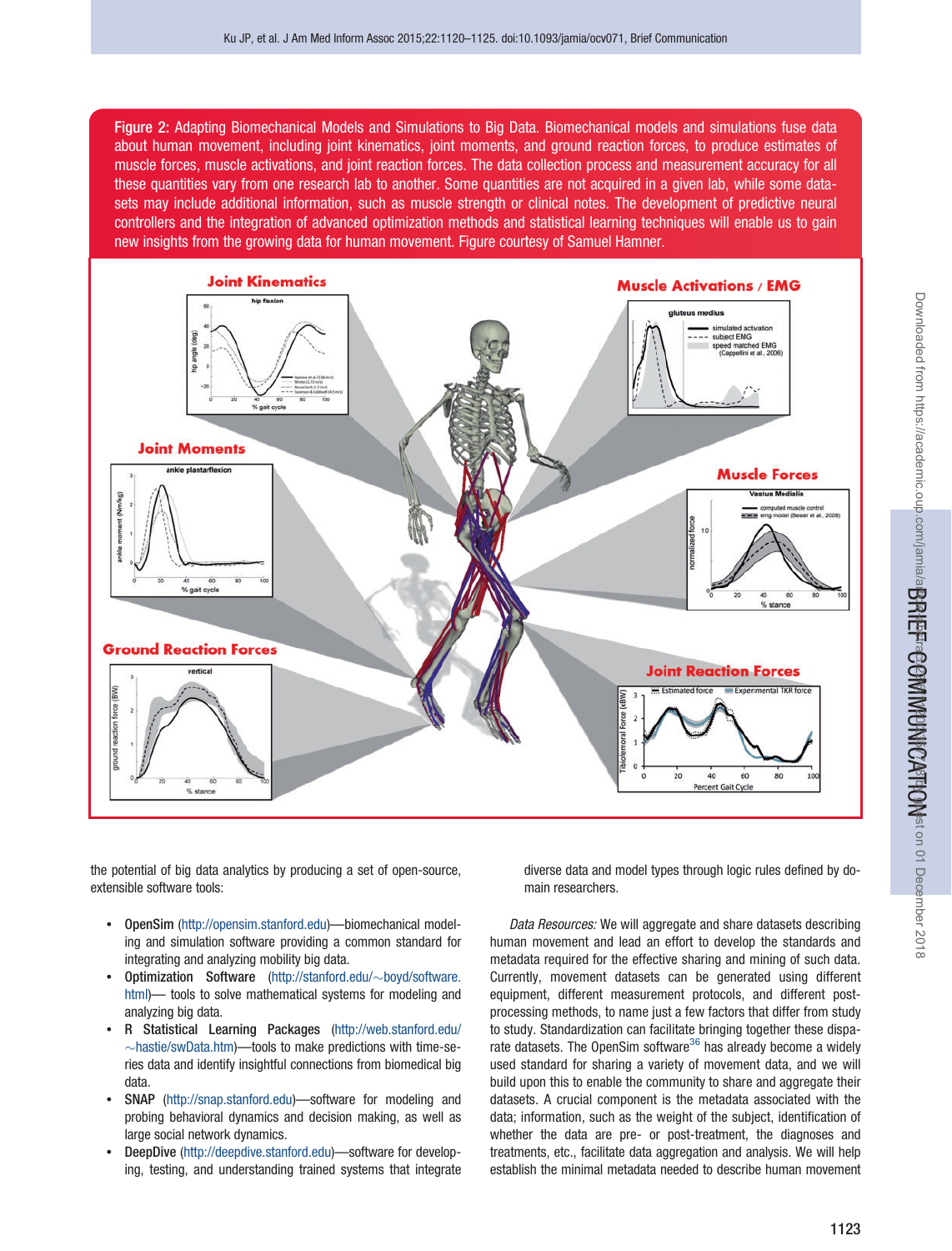Figure 2: Adapting Biomechanical Models and Simulations to Big Data. Biomechanical models and simulations fuse data about human movement, including joint kinematics, joint moments, and ground reaction forces, to produce estimates of muscle forces, muscle activations, and joint reaction forces. The data collection process and measurement accuracy for all these quantities vary from one research lab to another. Some quantities are not acquired in a given lab, while some datasets may include additional information, such as muscle strength or clinical notes. The development of predictive neural controllers and the integration of advanced optimization methods and statistical learning techniques will enable us to gain new insights from the growing data for human movement. Figure courtesy of Samuel Hamner.

the potential of big data analytics by producing a set of open-source, extensible software tools:

- **OpenSim** (http://opensim.stanford.edu)—biomechanical modeling and simulation software providing a common standard for integrating and analyzing mobility big data.
- **Optimization Software** (http://stanford.edu/~boyd/software.html)— tools to solve mathematical systems for modeling and analyzing big data.
- **R Statistical Learning Packages** (http://web.stanford.edu/~hastie/swData.htm)—tools to make predictions with time-series data and identify insightful connections from biomedical big data.
- **SNAP** (http://snap.stanford.edu)—software for modeling and probing behavioral dynamics and decision making, as well as large social network dynamics.
- **DeepDive** (http://deepdive.stanford.edu)—software for developing, testing, and understanding trained systems that integrate diverse data and model types through logic rules defined by domain researchers.

*Data Resources:* We will aggregate and share datasets describing human movement and lead an effort to develop the standards and metadata required for the effective sharing and mining of such data. Currently, movement datasets can be generated using different equipment, different measurement protocols, and different post-processing methods, to name just a few factors that differ from study to study. Standardization can facilitate bringing together these disparate datasets. The OpenSim software[36] has already become a widely used standard for sharing a variety of movement data, and we will build upon this to enable the community to share and aggregate their datasets. A crucial component is the metadata associated with the data; information, such as the weight of the subject, identification of whether the data are pre- or post-treatment, the diagnoses and treatments, etc., facilitate data aggregation and analysis. We will help establish the minimal metadata needed to describe human movement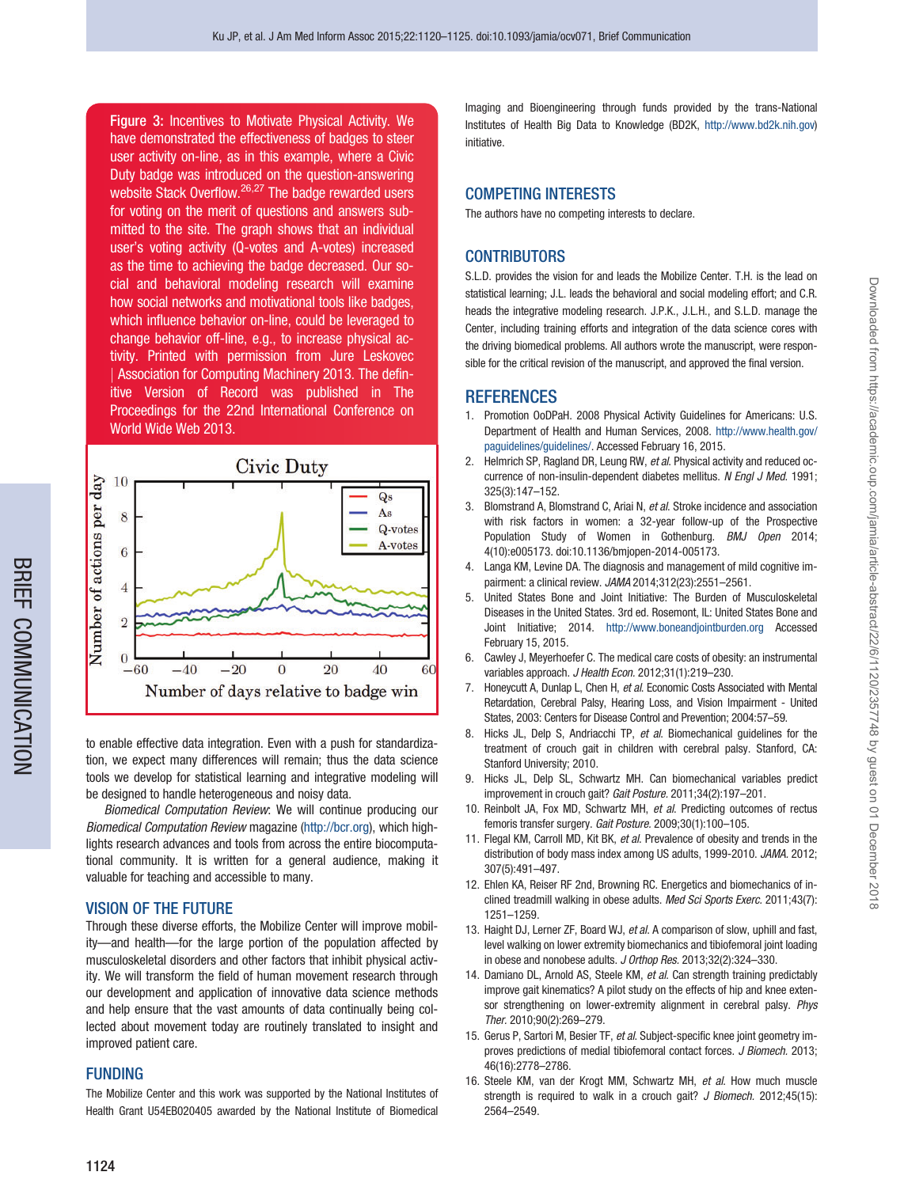Figure 3: Incentives to Motivate Physical Activity. We have demonstrated the effectiveness of badges to steer user activity on-line, as in this example, where a Civic Duty badge was introduced on the question-answering website Stack Overflow.[26,27] The badge rewarded users for voting on the merit of questions and answers submitted to the site. The graph shows that an individual user's voting activity (Q-votes and A-votes) increased as the time to achieving the badge decreased. Our social and behavioral modeling research will examine how social networks and motivational tools like badges, which influence behavior on-line, could be leveraged to change behavior off-line, e.g., to increase physical activity. Printed with permission from Jure Leskovec | Association for Computing Machinery 2013. The definitive Version of Record was published in The Proceedings for the 22nd International Conference on World Wide Web 2013.

to enable effective data integration. Even with a push for standardization, we expect many differences will remain; thus the data science tools we develop for statistical learning and integrative modeling will be designed to handle heterogeneous and noisy data.

*Biomedical Computation Review*: We will continue producing our *Biomedical Computation Review* magazine (http://bcr.org), which highlights research advances and tools from across the entire biocomputational community. It is written for a general audience, making it valuable for teaching and accessible to many.

## VISION OF THE FUTURE

Through these diverse efforts, the Mobilize Center will improve mobility—and health—for the large portion of the population affected by musculoskeletal disorders and other factors that inhibit physical activity. We will transform the field of human movement research through our development and application of innovative data science methods and help ensure that the vast amounts of data continually being collected about movement today are routinely translated to insight and improved patient care.

## FUNDING

The Mobilize Center and this work was supported by the National Institutes of Health Grant U54EB020405 awarded by the National Institute of Biomedical Imaging and Bioengineering through funds provided by the trans-National Institutes of Health Big Data to Knowledge (BD2K, http://www.bd2k.nih.gov) initiative.

## COMPETING INTERESTS

The authors have no competing interests to declare.

## CONTRIBUTORS

S.L.D. provides the vision for and leads the Mobilize Center. T.H. is the lead on statistical learning; J.L. leads the behavioral and social modeling effort; and C.R. heads the integrative modeling research. J.P.K., J.L.H., and S.L.D. manage the Center, including training efforts and integration of the data science cores with the driving biomedical problems. All authors wrote the manuscript, were responsible for the critical revision of the manuscript, and approved the final version.

## REFERENCES

1. Promotion OoDPaH. 2008 Physical Activity Guidelines for Americans: U.S. Department of Health and Human Services, 2008. http://www.health.gov/paguidelines/guidelines/. Accessed February 16, 2015.
2. Helmrich SP, Ragland DR, Leung RW, *et al.* Physical activity and reduced occurrence of non-insulin-dependent diabetes mellitus. *N Engl J Med.* 1991; 325(3):147–152.
3. Blomstrand A, Blomstrand C, Ariai N, *et al.* Stroke incidence and association with risk factors in women: a 32-year follow-up of the Prospective Population Study of Women in Gothenburg. *BMJ Open* 2014; 4(10):e005173. doi:10.1136/bmjopen-2014-005173.
4. Langa KM, Levine DA. The diagnosis and management of mild cognitive impairment: a clinical review. *JAMA* 2014;312(23):2551–2561.
5. United States Bone and Joint Initiative: The Burden of Musculoskeletal Diseases in the United States. 3rd ed. Rosemont, IL: United States Bone and Joint Initiative; 2014. http://www.boneandjointburden.org Accessed February 15, 2015.
6. Cawley J, Meyerhoefer C. The medical care costs of obesity: an instrumental variables approach. *J Health Econ.* 2012;31(1):219–230.
7. Honeycutt A, Dunlap L, Chen H, *et al.* Economic Costs Associated with Mental Retardation, Cerebral Palsy, Hearing Loss, and Vision Impairment - United States, 2003: Centers for Disease Control and Prevention; 2004:57–59.
8. Hicks JL, Delp S, Andriacchi TP, *et al.* Biomechanical guidelines for the treatment of crouch gait in children with cerebral palsy. Stanford, CA: Stanford University; 2010.
9. Hicks JL, Delp SL, Schwartz MH. Can biomechanical variables predict improvement in crouch gait? *Gait Posture.* 2011;34(2):197–201.
10. Reinbolt JA, Fox MD, Schwartz MH, *et al.* Predicting outcomes of rectus femoris transfer surgery. *Gait Posture.* 2009;30(1):100–105.
11. Flegal KM, Carroll MD, Kit BK, *et al.* Prevalence of obesity and trends in the distribution of body mass index among US adults, 1999-2010. *JAMA.* 2012; 307(5):491–497.
12. Ehlen KA, Reiser RF 2nd, Browning RC. Energetics and biomechanics of inclined treadmill walking in obese adults. *Med Sci Sports Exerc.* 2011;43(7): 1251–1259.
13. Haight DJ, Lerner ZF, Board WJ, *et al.* A comparison of slow, uphill and fast, level walking on lower extremity biomechanics and tibiofemoral joint loading in obese and nonobese adults. *J Orthop Res.* 2013;32(2):324–330.
14. Damiano DL, Arnold AS, Steele KM, *et al.* Can strength training predictably improve gait kinematics? A pilot study on the effects of hip and knee extensor strengthening on lower-extremity alignment in cerebral palsy. *Phys Ther.* 2010;90(2):269–279.
15. Gerus P, Sartori M, Besier TF, *et al.* Subject-specific knee joint geometry improves predictions of medial tibiofemoral contact forces. *J Biomech.* 2013; 46(16):2778–2786.
16. Steele KM, van der Krogt MM, Schwartz MH, *et al.* How much muscle strength is required to walk in a crouch gait? *J Biomech.* 2012;45(15): 2564–2549.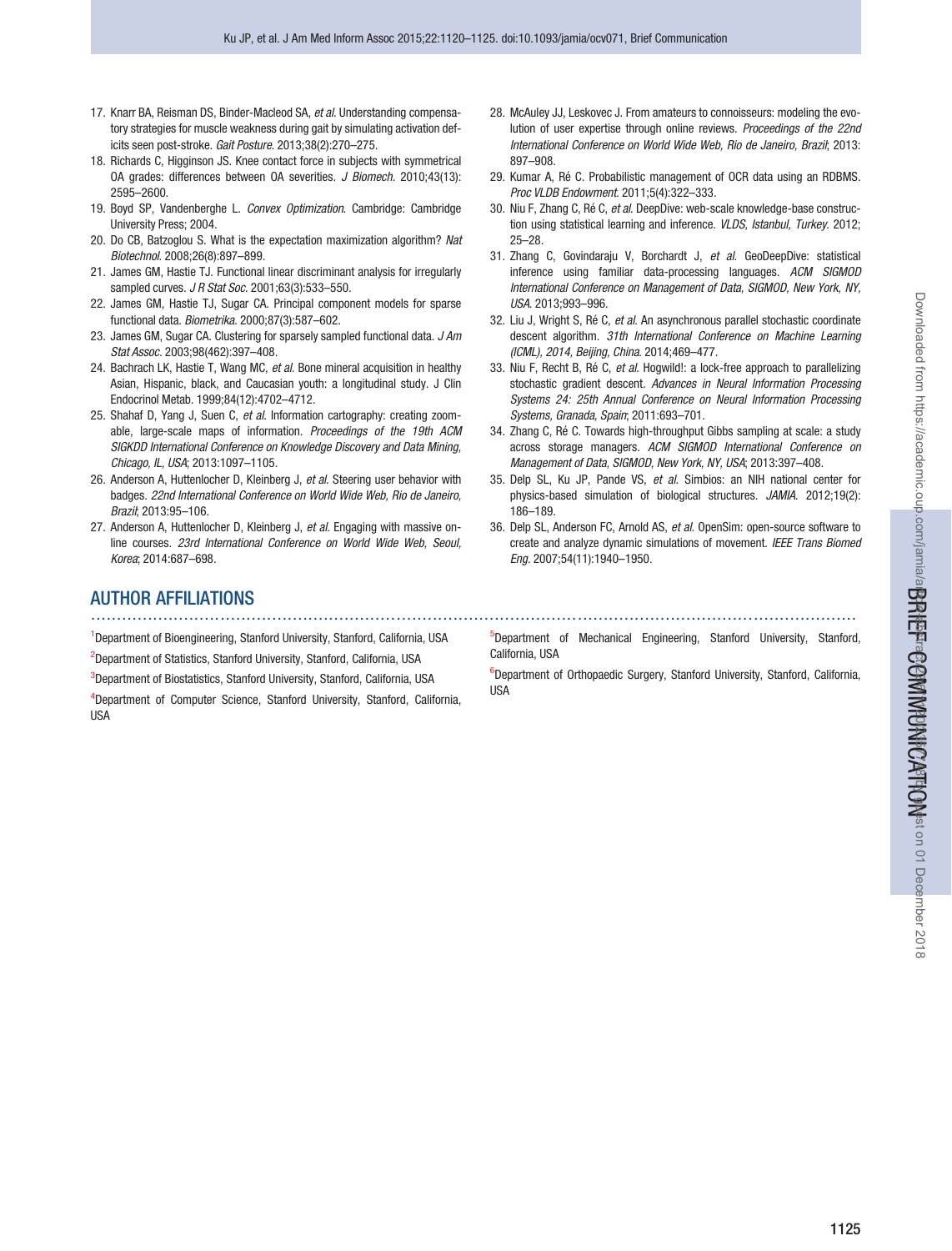17. Knarr BA, Reisman DS, Binder-Macleod SA, *et al.* Understanding compensatory strategies for muscle weakness during gait by simulating activation deficits seen post-stroke. *Gait Posture.* 2013;38(2):270–275.
18. Richards C, Higginson JS. Knee contact force in subjects with symmetrical OA grades: differences between OA severities. *J Biomech.* 2010;43(13): 2595–2600.
19. Boyd SP, Vandenberghe L. *Convex Optimization*. Cambridge: Cambridge University Press; 2004.
20. Do CB, Batzoglou S. What is the expectation maximization algorithm? *Nat Biotechnol.* 2008;26(8):897–899.
21. James GM, Hastie TJ. Functional linear discriminant analysis for irregularly sampled curves. *J R Stat Soc.* 2001;63(3):533–550.
22. James GM, Hastie TJ, Sugar CA. Principal component models for sparse functional data. *Biometrika.* 2000;87(3):587–602.
23. James GM, Sugar CA. Clustering for sparsely sampled functional data. *J Am Stat Assoc.* 2003;98(462):397–408.
24. Bachrach LK, Hastie T, Wang MC, *et al.* Bone mineral acquisition in healthy Asian, Hispanic, black, and Caucasian youth: a longitudinal study. J Clin Endocrinol Metab. 1999;84(12):4702–4712.
25. Shahaf D, Yang J, Suen C, *et al.* Information cartography: creating zoomable, large-scale maps of information. *Proceedings of the 19th ACM SIGKDD International Conference on Knowledge Discovery and Data Mining, Chicago, IL, USA*; 2013:1097–1105.
26. Anderson A, Huttenlocher D, Kleinberg J, *et al.* Steering user behavior with badges. *22nd International Conference on World Wide Web, Rio de Janeiro, Brazil*; 2013:95–106.
27. Anderson A, Huttenlocher D, Kleinberg J, *et al.* Engaging with massive online courses. *23rd International Conference on World Wide Web, Seoul, Korea*; 2014:687–698.
28. McAuley JJ, Leskovec J. From amateurs to connoisseurs: modeling the evolution of user expertise through online reviews. *Proceedings of the 22nd International Conference on World Wide Web, Rio de Janeiro, Brazil*; 2013: 897–908.
29. Kumar A, Ré C. Probabilistic management of OCR data using an RDBMS. *Proc VLDB Endowment.* 2011;5(4):322–333.
30. Niu F, Zhang C, Ré C, *et al.* DeepDive: web-scale knowledge-base construction using statistical learning and inference. *VLDS, Istanbul, Turkey.* 2012; 25–28.
31. Zhang C, Govindaraju V, Borchardt J, *et al.* GeoDeepDive: statistical inference using familiar data-processing languages. *ACM SIGMOD International Conference on Management of Data, SIGMOD, New York, NY, USA.* 2013;993–996.
32. Liu J, Wright S, Ré C, *et al.* An asynchronous parallel stochastic coordinate descent algorithm. *31th International Conference on Machine Learning (ICML), 2014, Beijing, China.* 2014;469–477.
33. Niu F, Recht B, Ré C, *et al.* Hogwild!: a lock-free approach to parallelizing stochastic gradient descent. *Advances in Neural Information Processing Systems 24: 25th Annual Conference on Neural Information Processing Systems, Granada, Spain*; 2011:693–701.
34. Zhang C, Ré C. Towards high-throughput Gibbs sampling at scale: a study across storage managers. *ACM SIGMOD International Conference on Management of Data, SIGMOD, New York, NY, USA*; 2013:397–408.
35. Delp SL, Ku JP, Pande VS, *et al.* Simbios: an NIH national center for physics-based simulation of biological structures. *JAMIA.* 2012;19(2): 186–189.
36. Delp SL, Anderson FC, Arnold AS, *et al.* OpenSim: open-source software to create and analyze dynamic simulations of movement. *IEEE Trans Biomed Eng.* 2007;54(11):1940–1950.

## AUTHOR AFFILIATIONS

[1]Department of Bioengineering, Stanford University, Stanford, California, USA

[2]Department of Statistics, Stanford University, Stanford, California, USA

[3]Department of Biostatistics, Stanford University, Stanford, California, USA

[4]Department of Computer Science, Stanford University, Stanford, California, USA

[5]Department of Mechanical Engineering, Stanford University, Stanford, California, USA

[6]Department of Orthopaedic Surgery, Stanford University, Stanford, California, USA